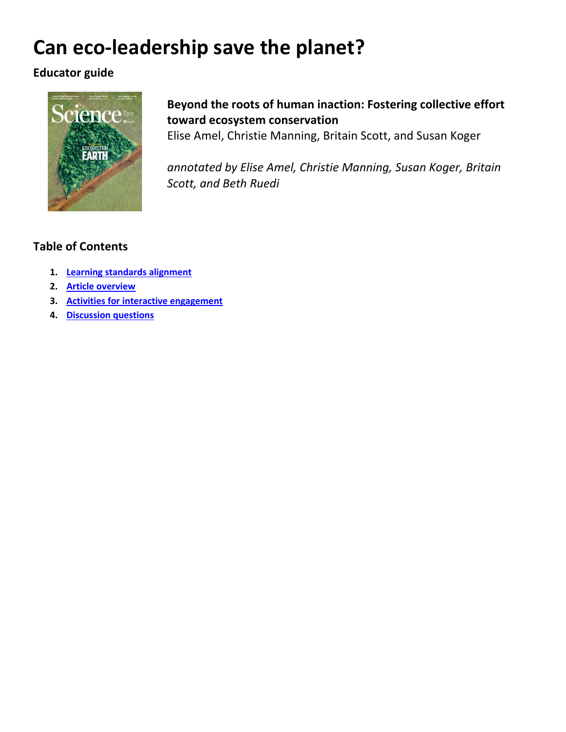# Can eco-leadership save the planet?

## Educator guide

**Beyond the roots of human inaction: Fostering collective effort toward ecosystem conservation**
Elise Amel, Christie Manning, Britain Scott, and Susan Koger

*annotated by Elise Amel, Christie Manning, Susan Koger, Britain Scott, and Beth Ruedi*

### Table of Contents

1. **Learning standards alignment**
2. **Article overview**
3. **Activities for interactive engagement**
4. **Discussion questions**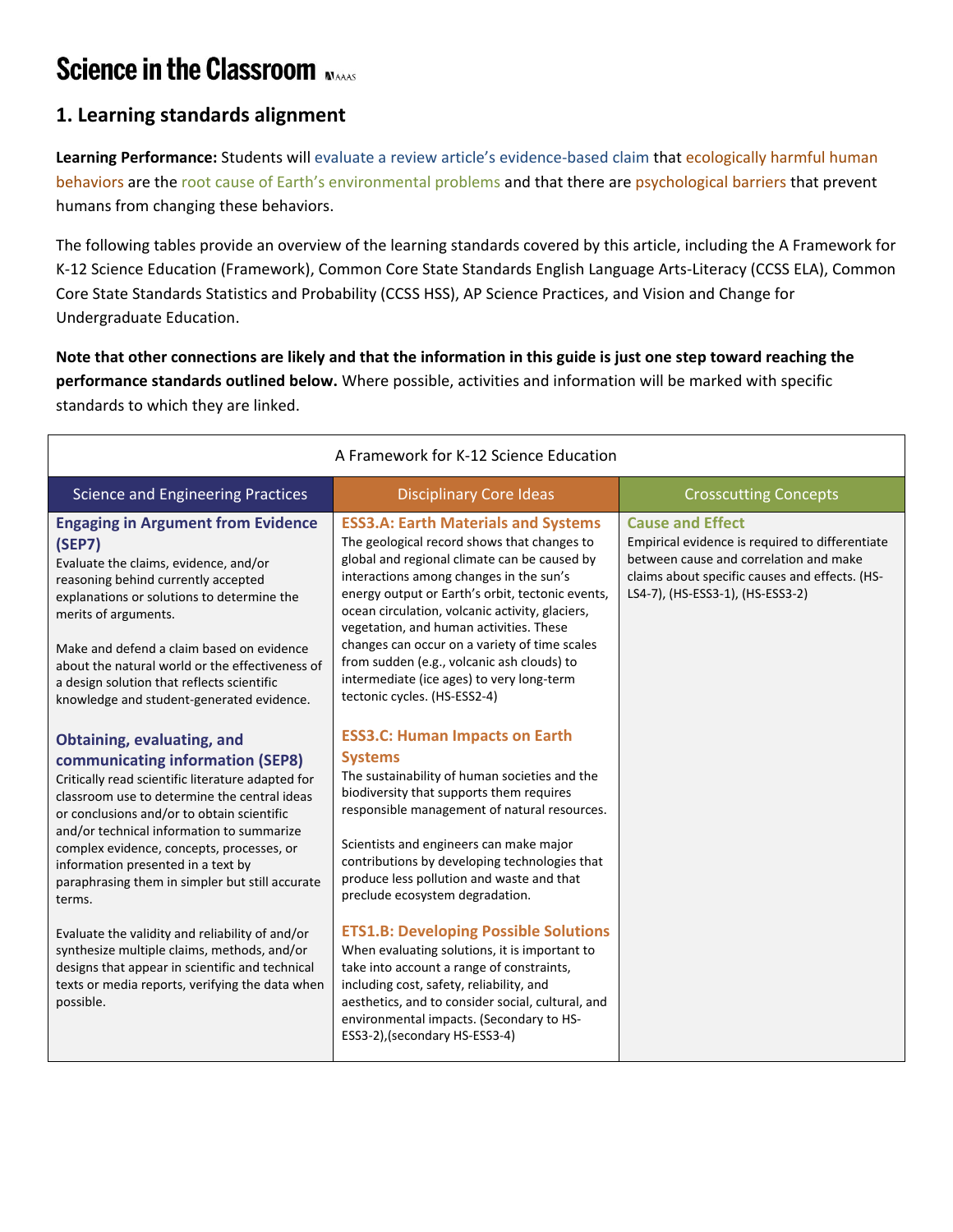# Science in the Classroom

## 1. Learning standards alignment

**Learning Performance:** Students will evaluate a review article's evidence-based claim that ecologically harmful human behaviors are the root cause of Earth's environmental problems and that there are psychological barriers that prevent humans from changing these behaviors.

The following tables provide an overview of the learning standards covered by this article, including the A Framework for K-12 Science Education (Framework), Common Core State Standards English Language Arts-Literacy (CCSS ELA), Common Core State Standards Statistics and Probability (CCSS HSS), AP Science Practices, and Vision and Change for Undergraduate Education.

**Note that other connections are likely and that the information in this guide is just one step toward reaching the performance standards outlined below.** Where possible, activities and information will be marked with specific standards to which they are linked.

| A Framework for K-12 Science Education | | |
|---|---|---|
| Science and Engineering Practices | Disciplinary Core Ideas | Crosscutting Concepts |
| **Engaging in Argument from Evidence (SEP7)**<br>Evaluate the claims, evidence, and/or reasoning behind currently accepted explanations or solutions to determine the merits of arguments.<br><br>Make and defend a claim based on evidence about the natural world or the effectiveness of a design solution that reflects scientific knowledge and student-generated evidence.<br><br>**Obtaining, evaluating, and communicating information (SEP8)**<br>Critically read scientific literature adapted for classroom use to determine the central ideas or conclusions and/or to obtain scientific and/or technical information to summarize complex evidence, concepts, processes, or information presented in a text by paraphrasing them in simpler but still accurate terms.<br><br>Evaluate the validity and reliability of and/or synthesize multiple claims, methods, and/or designs that appear in scientific and technical texts or media reports, verifying the data when possible. | **ESS3.A: Earth Materials and Systems**<br>The geological record shows that changes to global and regional climate can be caused by interactions among changes in the sun's energy output or Earth's orbit, tectonic events, ocean circulation, volcanic activity, glaciers, vegetation, and human activities. These changes can occur on a variety of time scales from sudden (e.g., volcanic ash clouds) to intermediate (ice ages) to very long-term tectonic cycles. (HS-ESS2-4)<br><br>**ESS3.C: Human Impacts on Earth Systems**<br>The sustainability of human societies and the biodiversity that supports them requires responsible management of natural resources.<br><br>Scientists and engineers can make major contributions by developing technologies that produce less pollution and waste and that preclude ecosystem degradation.<br><br>**ETS1.B: Developing Possible Solutions**<br>When evaluating solutions, it is important to take into account a range of constraints, including cost, safety, reliability, and aesthetics, and to consider social, cultural, and environmental impacts. (Secondary to HS-ESS3-2),(secondary HS-ESS3-4) | **Cause and Effect**<br>Empirical evidence is required to differentiate between cause and correlation and make claims about specific causes and effects. (HS-LS4-7), (HS-ESS3-1), (HS-ESS3-2) |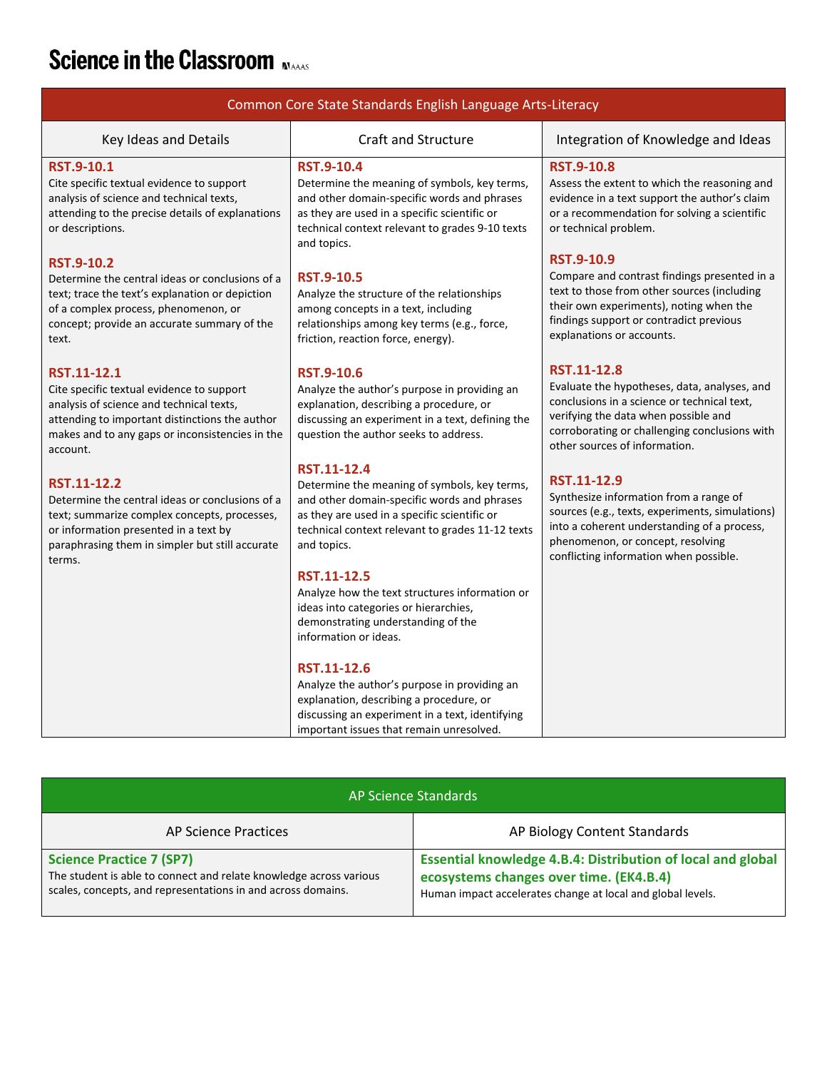# Science in the Classroom

| Common Core State Standards English Language Arts-Literacy | | |
|---|---|---|
| Key Ideas and Details | Craft and Structure | Integration of Knowledge and Ideas |
| **RST.9-10.1**<br>Cite specific textual evidence to support analysis of science and technical texts, attending to the precise details of explanations or descriptions.<br><br>**RST.9-10.2**<br>Determine the central ideas or conclusions of a text; trace the text's explanation or depiction of a complex process, phenomenon, or concept; provide an accurate summary of the text.<br><br>**RST.11-12.1**<br>Cite specific textual evidence to support analysis of science and technical texts, attending to important distinctions the author makes and to any gaps or inconsistencies in the account.<br><br>**RST.11-12.2**<br>Determine the central ideas or conclusions of a text; summarize complex concepts, processes, or information presented in a text by paraphrasing them in simpler but still accurate terms. | **RST.9-10.4**<br>Determine the meaning of symbols, key terms, and other domain-specific words and phrases as they are used in a specific scientific or technical context relevant to grades 9-10 texts and topics.<br><br>**RST.9-10.5**<br>Analyze the structure of the relationships among concepts in a text, including relationships among key terms (e.g., force, friction, reaction force, energy).<br><br>**RST.9-10.6**<br>Analyze the author's purpose in providing an explanation, describing a procedure, or discussing an experiment in a text, defining the question the author seeks to address.<br><br>**RST.11-12.4**<br>Determine the meaning of symbols, key terms, and other domain-specific words and phrases as they are used in a specific scientific or technical context relevant to grades 11-12 texts and topics.<br><br>**RST.11-12.5**<br>Analyze how the text structures information or ideas into categories or hierarchies, demonstrating understanding of the information or ideas.<br><br>**RST.11-12.6**<br>Analyze the author's purpose in providing an explanation, describing a procedure, or discussing an experiment in a text, identifying important issues that remain unresolved. | **RST.9-10.8**<br>Assess the extent to which the reasoning and evidence in a text support the author's claim or a recommendation for solving a scientific or technical problem.<br><br>**RST.9-10.9**<br>Compare and contrast findings presented in a text to those from other sources (including their own experiments), noting when the findings support or contradict previous explanations or accounts.<br><br>**RST.11-12.8**<br>Evaluate the hypotheses, data, analyses, and conclusions in a science or technical text, verifying the data when possible and corroborating or challenging conclusions with other sources of information.<br><br>**RST.11-12.9**<br>Synthesize information from a range of sources (e.g., texts, experiments, simulations) into a coherent understanding of a process, phenomenon, or concept, resolving conflicting information when possible. |

| AP Science Standards | |
|---|---|
| AP Science Practices | AP Biology Content Standards |
| **Science Practice 7 (SP7)**<br>The student is able to connect and relate knowledge across various scales, concepts, and representations in and across domains. | **Essential knowledge 4.B.4: Distribution of local and global ecosystems changes over time. (EK4.B.4)**<br>Human impact accelerates change at local and global levels. |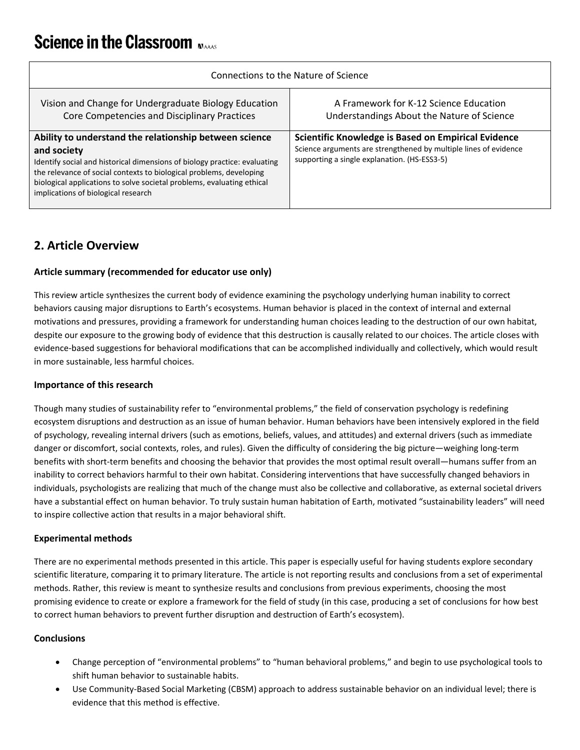| Connections to the Nature of Science | |
|---|---|
| Vision and Change for Undergraduate Biology Education Core Competencies and Disciplinary Practices | A Framework for K-12 Science Education Understandings About the Nature of Science |
| **Ability to understand the relationship between science and society** Identify social and historical dimensions of biology practice: evaluating the relevance of social contexts to biological problems, developing biological applications to solve societal problems, evaluating ethical implications of biological research | **Scientific Knowledge is Based on Empirical Evidence** Science arguments are strengthened by multiple lines of evidence supporting a single explanation. (HS-ESS3-5) |

## 2. Article Overview

### Article summary (recommended for educator use only)

This review article synthesizes the current body of evidence examining the psychology underlying human inability to correct behaviors causing major disruptions to Earth's ecosystems. Human behavior is placed in the context of internal and external motivations and pressures, providing a framework for understanding human choices leading to the destruction of our own habitat, despite our exposure to the growing body of evidence that this destruction is causally related to our choices. The article closes with evidence-based suggestions for behavioral modifications that can be accomplished individually and collectively, which would result in more sustainable, less harmful choices.

### Importance of this research

Though many studies of sustainability refer to "environmental problems," the field of conservation psychology is redefining ecosystem disruptions and destruction as an issue of human behavior. Human behaviors have been intensively explored in the field of psychology, revealing internal drivers (such as emotions, beliefs, values, and attitudes) and external drivers (such as immediate danger or discomfort, social contexts, roles, and rules). Given the difficulty of considering the big picture—weighing long-term benefits with short-term benefits and choosing the behavior that provides the most optimal result overall—humans suffer from an inability to correct behaviors harmful to their own habitat. Considering interventions that have successfully changed behaviors in individuals, psychologists are realizing that much of the change must also be collective and collaborative, as external societal drivers have a substantial effect on human behavior. To truly sustain human habitation of Earth, motivated "sustainability leaders" will need to inspire collective action that results in a major behavioral shift.

### Experimental methods

There are no experimental methods presented in this article. This paper is especially useful for having students explore secondary scientific literature, comparing it to primary literature. The article is not reporting results and conclusions from a set of experimental methods. Rather, this review is meant to synthesize results and conclusions from previous experiments, choosing the most promising evidence to create or explore a framework for the field of study (in this case, producing a set of conclusions for how best to correct human behaviors to prevent further disruption and destruction of Earth's ecosystem).

### Conclusions

- Change perception of "environmental problems" to "human behavioral problems," and begin to use psychological tools to shift human behavior to sustainable habits.
- Use Community-Based Social Marketing (CBSM) approach to address sustainable behavior on an individual level; there is evidence that this method is effective.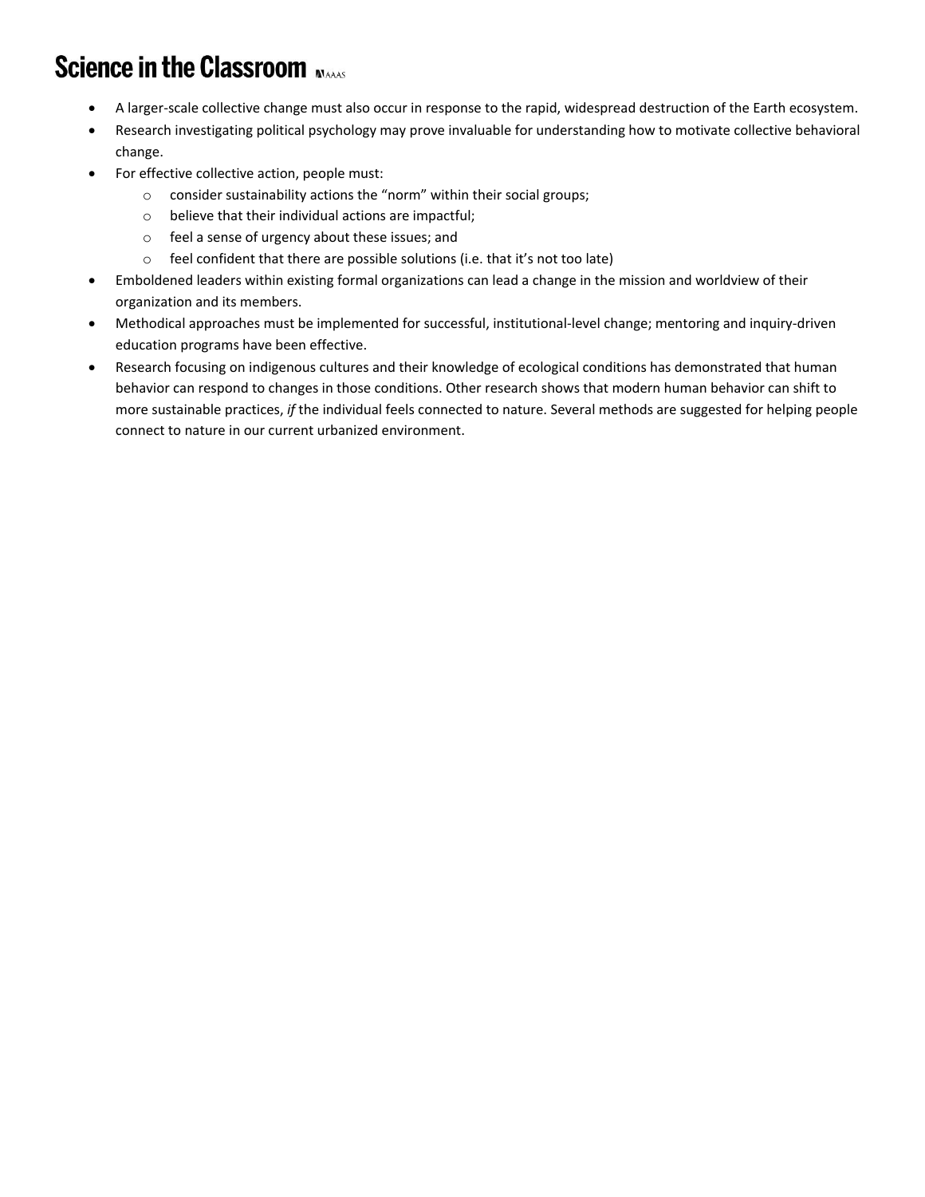- A larger-scale collective change must also occur in response to the rapid, widespread destruction of the Earth ecosystem.
- Research investigating political psychology may prove invaluable for understanding how to motivate collective behavioral change.
- For effective collective action, people must:
  - consider sustainability actions the "norm" within their social groups;
  - believe that their individual actions are impactful;
  - feel a sense of urgency about these issues; and
  - feel confident that there are possible solutions (i.e. that it's not too late)
- Emboldened leaders within existing formal organizations can lead a change in the mission and worldview of their organization and its members.
- Methodical approaches must be implemented for successful, institutional-level change; mentoring and inquiry-driven education programs have been effective.
- Research focusing on indigenous cultures and their knowledge of ecological conditions has demonstrated that human behavior can respond to changes in those conditions. Other research shows that modern human behavior can shift to more sustainable practices, *if* the individual feels connected to nature. Several methods are suggested for helping people connect to nature in our current urbanized environment.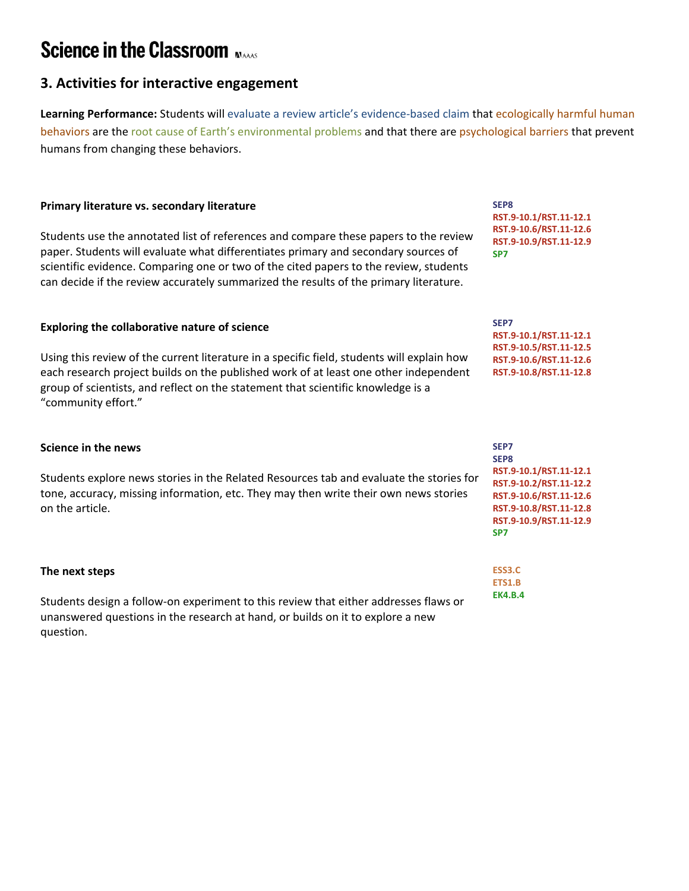## 3. Activities for interactive engagement

**Learning Performance:** Students will evaluate a review article's evidence-based claim that ecologically harmful human behaviors are the root cause of Earth's environmental problems and that there are psychological barriers that prevent humans from changing these behaviors.

### Primary literature vs. secondary literature

SEP8
RST.9-10.1/RST.11-12.1
RST.9-10.6/RST.11-12.6
RST.9-10.9/RST.11-12.9
SP7

Students use the annotated list of references and compare these papers to the review paper. Students will evaluate what differentiates primary and secondary sources of scientific evidence. Comparing one or two of the cited papers to the review, students can decide if the review accurately summarized the results of the primary literature.

### Exploring the collaborative nature of science

SEP7
RST.9-10.1/RST.11-12.1
RST.9-10.5/RST.11-12.5
RST.9-10.6/RST.11-12.6
RST.9-10.8/RST.11-12.8

Using this review of the current literature in a specific field, students will explain how each research project builds on the published work of at least one other independent group of scientists, and reflect on the statement that scientific knowledge is a "community effort."

### Science in the news

SEP7
SEP8
RST.9-10.1/RST.11-12.1
RST.9-10.2/RST.11-12.2
RST.9-10.6/RST.11-12.6
RST.9-10.8/RST.11-12.8
RST.9-10.9/RST.11-12.9
SP7

Students explore news stories in the Related Resources tab and evaluate the stories for tone, accuracy, missing information, etc. They may then write their own news stories on the article.

### The next steps

ESS3.C
ETS1.B
EK4.B.4

Students design a follow-on experiment to this review that either addresses flaws or unanswered questions in the research at hand, or builds on it to explore a new question.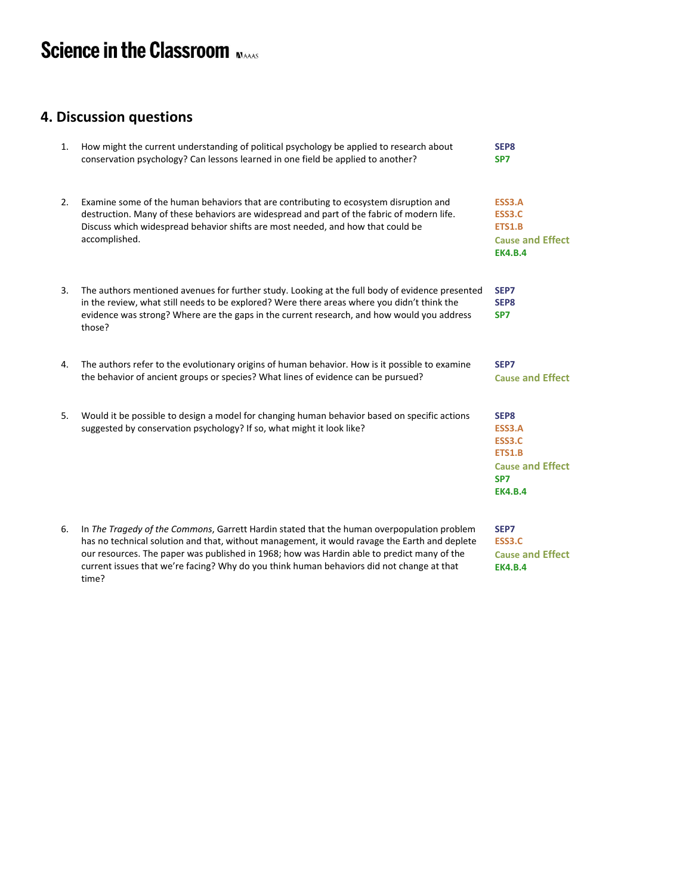## 4. Discussion questions

| | | |
|---|---|---|
| 1. | How might the current understanding of political psychology be applied to research about conservation psychology? Can lessons learned in one field be applied to another? | SEP8<br>SP7 |
| 2. | Examine some of the human behaviors that are contributing to ecosystem disruption and destruction. Many of these behaviors are widespread and part of the fabric of modern life. Discuss which widespread behavior shifts are most needed, and how that could be accomplished. | ESS3.A<br>ESS3.C<br>ETS1.B<br>Cause and Effect<br>EK4.B.4 |
| 3. | The authors mentioned avenues for further study. Looking at the full body of evidence presented in the review, what still needs to be explored? Were there areas where you didn't think the evidence was strong? Where are the gaps in the current research, and how would you address those? | SEP7<br>SEP8<br>SP7 |
| 4. | The authors refer to the evolutionary origins of human behavior. How is it possible to examine the behavior of ancient groups or species? What lines of evidence can be pursued? | SEP7<br>Cause and Effect |
| 5. | Would it be possible to design a model for changing human behavior based on specific actions suggested by conservation psychology? If so, what might it look like? | SEP8<br>ESS3.A<br>ESS3.C<br>ETS1.B<br>Cause and Effect<br>SP7<br>EK4.B.4 |
| 6. | In *The Tragedy of the Commons*, Garrett Hardin stated that the human overpopulation problem has no technical solution and that, without management, it would ravage the Earth and deplete our resources. The paper was published in 1968; how was Hardin able to predict many of the current issues that we're facing? Why do you think human behaviors did not change at that time? | SEP7<br>ESS3.C<br>Cause and Effect<br>EK4.B.4 |